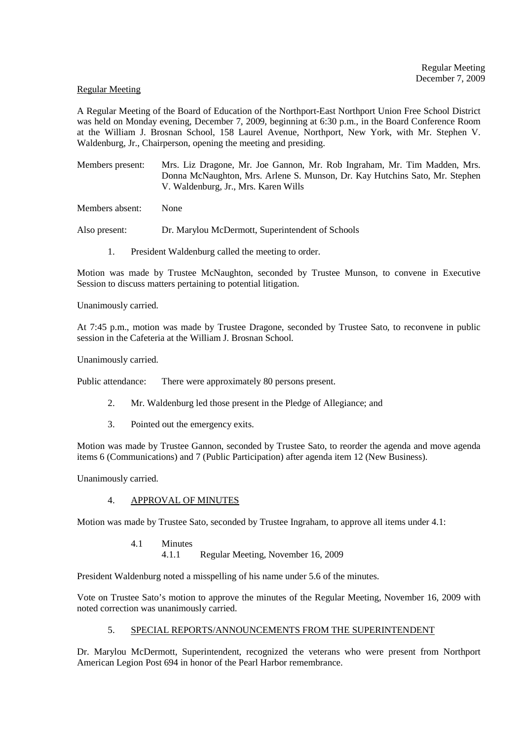Regular Meeting
December 7, 2009

Regular Meeting

A Regular Meeting of the Board of Education of the Northport-East Northport Union Free School District was held on Monday evening, December 7, 2009, beginning at 6:30 p.m., in the Board Conference Room at the William J. Brosnan School, 158 Laurel Avenue, Northport, New York, with Mr. Stephen V. Waldenburg, Jr., Chairperson, opening the meeting and presiding.

Members present: Mrs. Liz Dragone, Mr. Joe Gannon, Mr. Rob Ingraham, Mr. Tim Madden, Mrs. Donna McNaughton, Mrs. Arlene S. Munson, Dr. Kay Hutchins Sato, Mr. Stephen V. Waldenburg, Jr., Mrs. Karen Wills

Members absent: None

Also present: Dr. Marylou McDermott, Superintendent of Schools

1. President Waldenburg called the meeting to order.

Motion was made by Trustee McNaughton, seconded by Trustee Munson, to convene in Executive Session to discuss matters pertaining to potential litigation.

Unanimously carried.

At 7:45 p.m., motion was made by Trustee Dragone, seconded by Trustee Sato, to reconvene in public session in the Cafeteria at the William J. Brosnan School.

Unanimously carried.

Public attendance: There were approximately 80 persons present.

2. Mr. Waldenburg led those present in the Pledge of Allegiance; and

3. Pointed out the emergency exits.

Motion was made by Trustee Gannon, seconded by Trustee Sato, to reorder the agenda and move agenda items 6 (Communications) and 7 (Public Participation) after agenda item 12 (New Business).

Unanimously carried.

4. APPROVAL OF MINUTES

Motion was made by Trustee Sato, seconded by Trustee Ingraham, to approve all items under 4.1:

4.1 Minutes
 4.1.1 Regular Meeting, November 16, 2009

President Waldenburg noted a misspelling of his name under 5.6 of the minutes.

Vote on Trustee Sato's motion to approve the minutes of the Regular Meeting, November 16, 2009 with noted correction was unanimously carried.

5. SPECIAL REPORTS/ANNOUNCEMENTS FROM THE SUPERINTENDENT

Dr. Marylou McDermott, Superintendent, recognized the veterans who were present from Northport American Legion Post 694 in honor of the Pearl Harbor remembrance.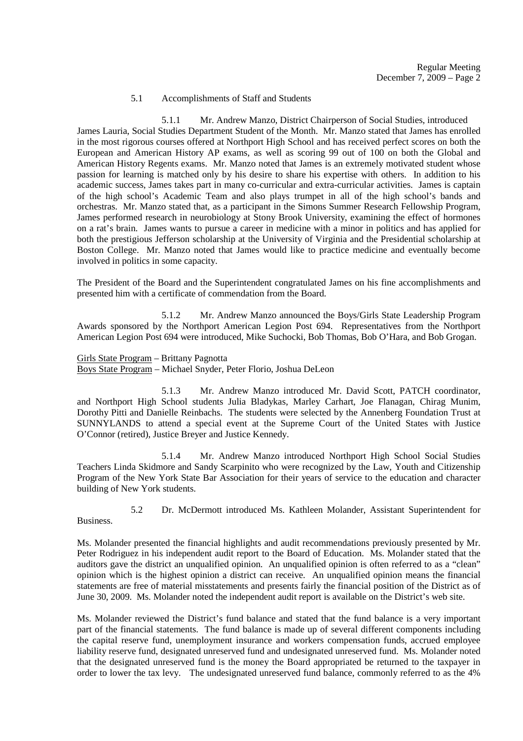5.1 Accomplishments of Staff and Students

5.1.1 Mr. Andrew Manzo, District Chairperson of Social Studies, introduced James Lauria, Social Studies Department Student of the Month. Mr. Manzo stated that James has enrolled in the most rigorous courses offered at Northport High School and has received perfect scores on both the European and American History AP exams, as well as scoring 99 out of 100 on both the Global and American History Regents exams. Mr. Manzo noted that James is an extremely motivated student whose passion for learning is matched only by his desire to share his expertise with others. In addition to his academic success, James takes part in many co-curricular and extra-curricular activities. James is captain of the high school's Academic Team and also plays trumpet in all of the high school's bands and orchestras. Mr. Manzo stated that, as a participant in the Simons Summer Research Fellowship Program, James performed research in neurobiology at Stony Brook University, examining the effect of hormones on a rat's brain. James wants to pursue a career in medicine with a minor in politics and has applied for both the prestigious Jefferson scholarship at the University of Virginia and the Presidential scholarship at Boston College. Mr. Manzo noted that James would like to practice medicine and eventually become involved in politics in some capacity.

The President of the Board and the Superintendent congratulated James on his fine accomplishments and presented him with a certificate of commendation from the Board.

5.1.2 Mr. Andrew Manzo announced the Boys/Girls State Leadership Program Awards sponsored by the Northport American Legion Post 694. Representatives from the Northport American Legion Post 694 were introduced, Mike Suchocki, Bob Thomas, Bob O'Hara, and Bob Grogan.

Girls State Program – Brittany Pagnotta
Boys State Program – Michael Snyder, Peter Florio, Joshua DeLeon

5.1.3 Mr. Andrew Manzo introduced Mr. David Scott, PATCH coordinator, and Northport High School students Julia Bladykas, Marley Carhart, Joe Flanagan, Chirag Munim, Dorothy Pitti and Danielle Reinbachs. The students were selected by the Annenberg Foundation Trust at SUNNYLANDS to attend a special event at the Supreme Court of the United States with Justice O'Connor (retired), Justice Breyer and Justice Kennedy.

5.1.4 Mr. Andrew Manzo introduced Northport High School Social Studies Teachers Linda Skidmore and Sandy Scarpinito who were recognized by the Law, Youth and Citizenship Program of the New York State Bar Association for their years of service to the education and character building of New York students.

5.2 Dr. McDermott introduced Ms. Kathleen Molander, Assistant Superintendent for Business.

Ms. Molander presented the financial highlights and audit recommendations previously presented by Mr. Peter Rodriguez in his independent audit report to the Board of Education. Ms. Molander stated that the auditors gave the district an unqualified opinion. An unqualified opinion is often referred to as a "clean" opinion which is the highest opinion a district can receive. An unqualified opinion means the financial statements are free of material misstatements and presents fairly the financial position of the District as of June 30, 2009. Ms. Molander noted the independent audit report is available on the District's web site.

Ms. Molander reviewed the District's fund balance and stated that the fund balance is a very important part of the financial statements. The fund balance is made up of several different components including the capital reserve fund, unemployment insurance and workers compensation funds, accrued employee liability reserve fund, designated unreserved fund and undesignated unreserved fund. Ms. Molander noted that the designated unreserved fund is the money the Board appropriated be returned to the taxpayer in order to lower the tax levy. The undesignated unreserved fund balance, commonly referred to as the 4%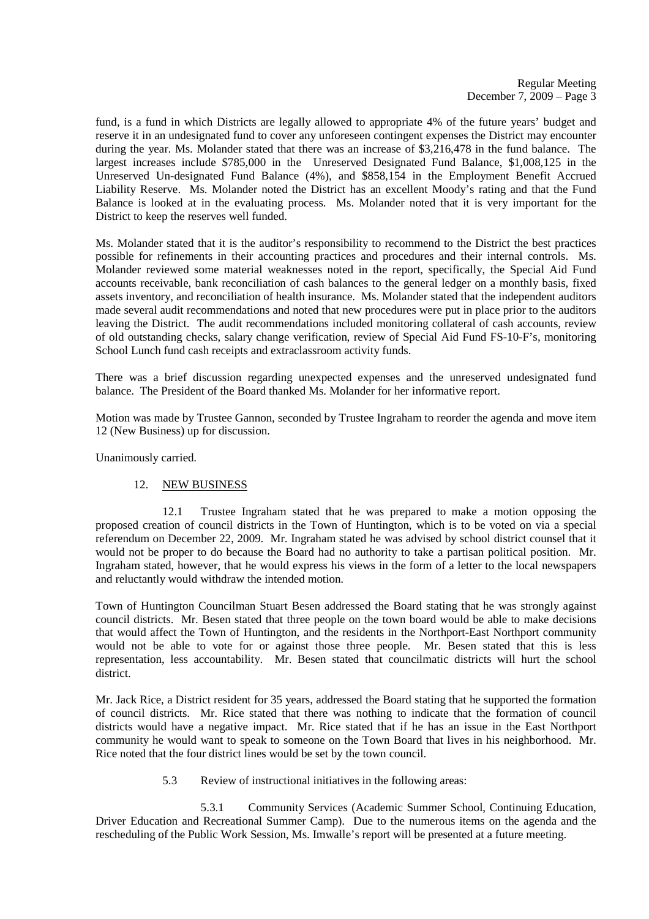fund, is a fund in which Districts are legally allowed to appropriate 4% of the future years' budget and reserve it in an undesignated fund to cover any unforeseen contingent expenses the District may encounter during the year. Ms. Molander stated that there was an increase of $3,216,478 in the fund balance. The largest increases include $785,000 in the Unreserved Designated Fund Balance, $1,008,125 in the Unreserved Un-designated Fund Balance (4%), and $858,154 in the Employment Benefit Accrued Liability Reserve. Ms. Molander noted the District has an excellent Moody's rating and that the Fund Balance is looked at in the evaluating process. Ms. Molander noted that it is very important for the District to keep the reserves well funded.

Ms. Molander stated that it is the auditor's responsibility to recommend to the District the best practices possible for refinements in their accounting practices and procedures and their internal controls. Ms. Molander reviewed some material weaknesses noted in the report, specifically, the Special Aid Fund accounts receivable, bank reconciliation of cash balances to the general ledger on a monthly basis, fixed assets inventory, and reconciliation of health insurance. Ms. Molander stated that the independent auditors made several audit recommendations and noted that new procedures were put in place prior to the auditors leaving the District. The audit recommendations included monitoring collateral of cash accounts, review of old outstanding checks, salary change verification, review of Special Aid Fund FS-10-F's, monitoring School Lunch fund cash receipts and extraclassroom activity funds.

There was a brief discussion regarding unexpected expenses and the unreserved undesignated fund balance. The President of the Board thanked Ms. Molander for her informative report.

Motion was made by Trustee Gannon, seconded by Trustee Ingraham to reorder the agenda and move item 12 (New Business) up for discussion.

Unanimously carried.

12. NEW BUSINESS

12.1 Trustee Ingraham stated that he was prepared to make a motion opposing the proposed creation of council districts in the Town of Huntington, which is to be voted on via a special referendum on December 22, 2009. Mr. Ingraham stated he was advised by school district counsel that it would not be proper to do because the Board had no authority to take a partisan political position. Mr. Ingraham stated, however, that he would express his views in the form of a letter to the local newspapers and reluctantly would withdraw the intended motion.

Town of Huntington Councilman Stuart Besen addressed the Board stating that he was strongly against council districts. Mr. Besen stated that three people on the town board would be able to make decisions that would affect the Town of Huntington, and the residents in the Northport-East Northport community would not be able to vote for or against those three people. Mr. Besen stated that this is less representation, less accountability. Mr. Besen stated that councilmatic districts will hurt the school district.

Mr. Jack Rice, a District resident for 35 years, addressed the Board stating that he supported the formation of council districts. Mr. Rice stated that there was nothing to indicate that the formation of council districts would have a negative impact. Mr. Rice stated that if he has an issue in the East Northport community he would want to speak to someone on the Town Board that lives in his neighborhood. Mr. Rice noted that the four district lines would be set by the town council.

5.3 Review of instructional initiatives in the following areas:

5.3.1 Community Services (Academic Summer School, Continuing Education, Driver Education and Recreational Summer Camp). Due to the numerous items on the agenda and the rescheduling of the Public Work Session, Ms. Imwalle's report will be presented at a future meeting.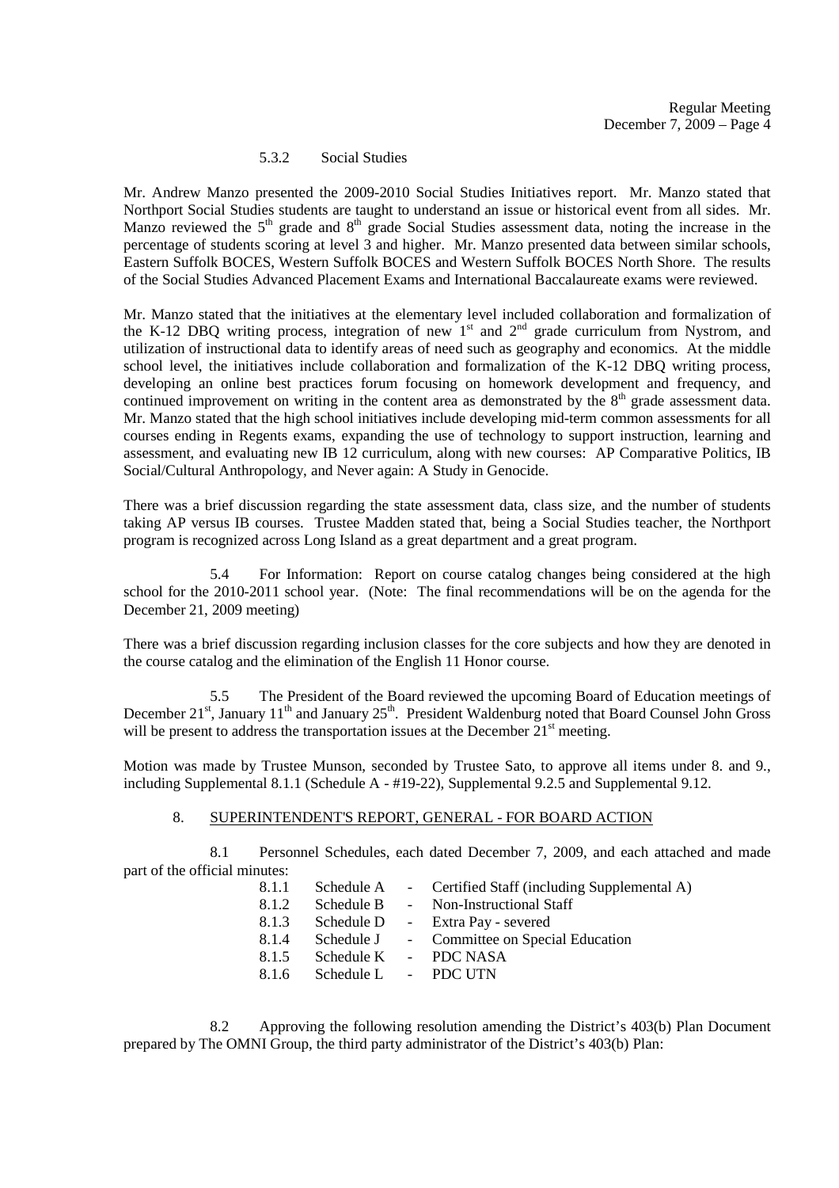5.3.2 Social Studies

Mr. Andrew Manzo presented the 2009-2010 Social Studies Initiatives report. Mr. Manzo stated that Northport Social Studies students are taught to understand an issue or historical event from all sides. Mr. Manzo reviewed the 5th grade and 8th grade Social Studies assessment data, noting the increase in the percentage of students scoring at level 3 and higher. Mr. Manzo presented data between similar schools, Eastern Suffolk BOCES, Western Suffolk BOCES and Western Suffolk BOCES North Shore. The results of the Social Studies Advanced Placement Exams and International Baccalaureate exams were reviewed.

Mr. Manzo stated that the initiatives at the elementary level included collaboration and formalization of the K-12 DBQ writing process, integration of new 1st and 2nd grade curriculum from Nystrom, and utilization of instructional data to identify areas of need such as geography and economics. At the middle school level, the initiatives include collaboration and formalization of the K-12 DBQ writing process, developing an online best practices forum focusing on homework development and frequency, and continued improvement on writing in the content area as demonstrated by the 8th grade assessment data. Mr. Manzo stated that the high school initiatives include developing mid-term common assessments for all courses ending in Regents exams, expanding the use of technology to support instruction, learning and assessment, and evaluating new IB 12 curriculum, along with new courses: AP Comparative Politics, IB Social/Cultural Anthropology, and Never again: A Study in Genocide.

There was a brief discussion regarding the state assessment data, class size, and the number of students taking AP versus IB courses. Trustee Madden stated that, being a Social Studies teacher, the Northport program is recognized across Long Island as a great department and a great program.

5.4 For Information: Report on course catalog changes being considered at the high school for the 2010-2011 school year. (Note: The final recommendations will be on the agenda for the December 21, 2009 meeting)

There was a brief discussion regarding inclusion classes for the core subjects and how they are denoted in the course catalog and the elimination of the English 11 Honor course.

5.5 The President of the Board reviewed the upcoming Board of Education meetings of December 21st, January 11th and January 25th. President Waldenburg noted that Board Counsel John Gross will be present to address the transportation issues at the December 21st meeting.

Motion was made by Trustee Munson, seconded by Trustee Sato, to approve all items under 8. and 9., including Supplemental 8.1.1 (Schedule A - #19-22), Supplemental 9.2.5 and Supplemental 9.12.

8. SUPERINTENDENT'S REPORT, GENERAL - FOR BOARD ACTION

8.1 Personnel Schedules, each dated December 7, 2009, and each attached and made part of the official minutes:

- 8.1.1 Schedule A - Certified Staff (including Supplemental A)
- 8.1.2 Schedule B - Non-Instructional Staff
- 8.1.3 Schedule D - Extra Pay - severed
- 8.1.4 Schedule J - Committee on Special Education
- 8.1.5 Schedule K - PDC NASA
- 8.1.6 Schedule L - PDC UTN

8.2 Approving the following resolution amending the District's 403(b) Plan Document prepared by The OMNI Group, the third party administrator of the District's 403(b) Plan: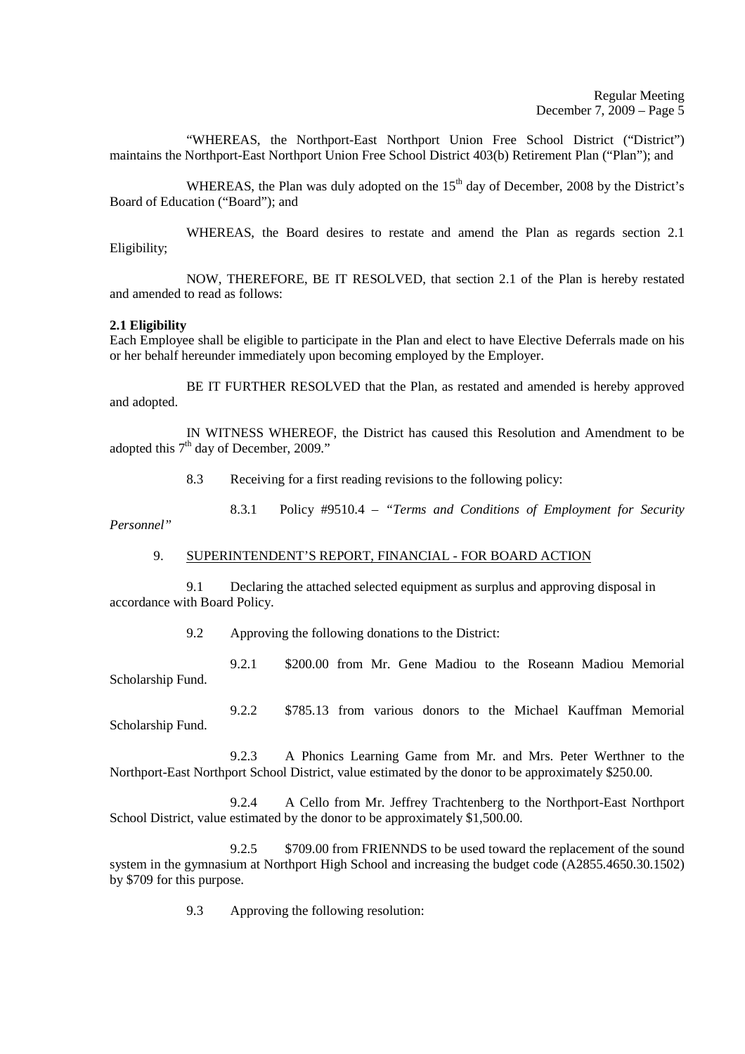"WHEREAS, the Northport-East Northport Union Free School District ("District") maintains the Northport-East Northport Union Free School District 403(b) Retirement Plan ("Plan"); and

WHEREAS, the Plan was duly adopted on the 15th day of December, 2008 by the District's Board of Education ("Board"); and

WHEREAS, the Board desires to restate and amend the Plan as regards section 2.1 Eligibility;

NOW, THEREFORE, BE IT RESOLVED, that section 2.1 of the Plan is hereby restated and amended to read as follows:

**2.1 Eligibility**
Each Employee shall be eligible to participate in the Plan and elect to have Elective Deferrals made on his or her behalf hereunder immediately upon becoming employed by the Employer.

BE IT FURTHER RESOLVED that the Plan, as restated and amended is hereby approved and adopted.

IN WITNESS WHEREOF, the District has caused this Resolution and Amendment to be adopted this 7th day of December, 2009."

8.3 Receiving for a first reading revisions to the following policy:

8.3.1 Policy #9510.4 – "*Terms and Conditions of Employment for Security Personnel"*

9. SUPERINTENDENT'S REPORT, FINANCIAL - FOR BOARD ACTION

9.1 Declaring the attached selected equipment as surplus and approving disposal in accordance with Board Policy.

9.2 Approving the following donations to the District:

9.2.1 $200.00 from Mr. Gene Madiou to the Roseann Madiou Memorial Scholarship Fund.

9.2.2 $785.13 from various donors to the Michael Kauffman Memorial Scholarship Fund.

9.2.3 A Phonics Learning Game from Mr. and Mrs. Peter Werthner to the Northport-East Northport School District, value estimated by the donor to be approximately $250.00.

9.2.4 A Cello from Mr. Jeffrey Trachtenberg to the Northport-East Northport School District, value estimated by the donor to be approximately $1,500.00.

9.2.5 $709.00 from FRIENNDS to be used toward the replacement of the sound system in the gymnasium at Northport High School and increasing the budget code (A2855.4650.30.1502) by $709 for this purpose.

9.3 Approving the following resolution: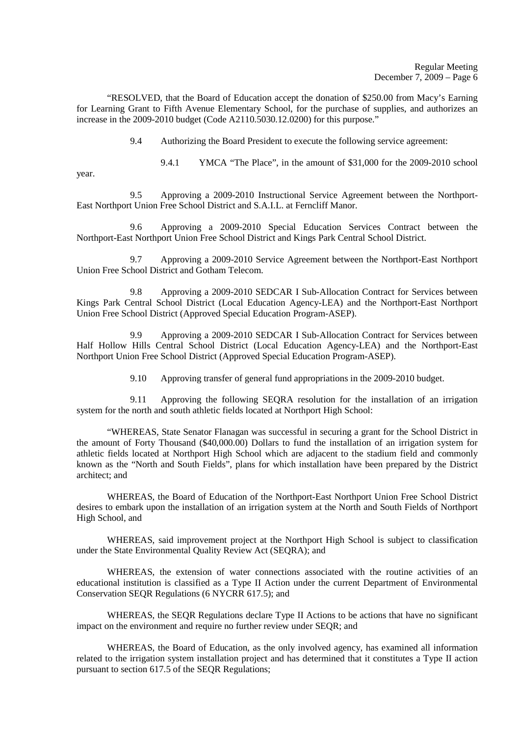"RESOLVED, that the Board of Education accept the donation of $250.00 from Macy's Earning for Learning Grant to Fifth Avenue Elementary School, for the purchase of supplies, and authorizes an increase in the 2009-2010 budget (Code A2110.5030.12.0200) for this purpose."

9.4 Authorizing the Board President to execute the following service agreement:

9.4.1 YMCA "The Place", in the amount of $31,000 for the 2009-2010 school year.

9.5 Approving a 2009-2010 Instructional Service Agreement between the Northport-East Northport Union Free School District and S.A.I.L. at Ferncliff Manor.

9.6 Approving a 2009-2010 Special Education Services Contract between the Northport-East Northport Union Free School District and Kings Park Central School District.

9.7 Approving a 2009-2010 Service Agreement between the Northport-East Northport Union Free School District and Gotham Telecom.

9.8 Approving a 2009-2010 SEDCAR I Sub-Allocation Contract for Services between Kings Park Central School District (Local Education Agency-LEA) and the Northport-East Northport Union Free School District (Approved Special Education Program-ASEP).

9.9 Approving a 2009-2010 SEDCAR I Sub-Allocation Contract for Services between Half Hollow Hills Central School District (Local Education Agency-LEA) and the Northport-East Northport Union Free School District (Approved Special Education Program-ASEP).

9.10 Approving transfer of general fund appropriations in the 2009-2010 budget.

9.11 Approving the following SEQRA resolution for the installation of an irrigation system for the north and south athletic fields located at Northport High School:

"WHEREAS, State Senator Flanagan was successful in securing a grant for the School District in the amount of Forty Thousand ($40,000.00) Dollars to fund the installation of an irrigation system for athletic fields located at Northport High School which are adjacent to the stadium field and commonly known as the "North and South Fields", plans for which installation have been prepared by the District architect; and

WHEREAS, the Board of Education of the Northport-East Northport Union Free School District desires to embark upon the installation of an irrigation system at the North and South Fields of Northport High School, and

WHEREAS, said improvement project at the Northport High School is subject to classification under the State Environmental Quality Review Act (SEQRA); and

WHEREAS, the extension of water connections associated with the routine activities of an educational institution is classified as a Type II Action under the current Department of Environmental Conservation SEQR Regulations (6 NYCRR 617.5); and

WHEREAS, the SEQR Regulations declare Type II Actions to be actions that have no significant impact on the environment and require no further review under SEQR; and

WHEREAS, the Board of Education, as the only involved agency, has examined all information related to the irrigation system installation project and has determined that it constitutes a Type II action pursuant to section 617.5 of the SEQR Regulations;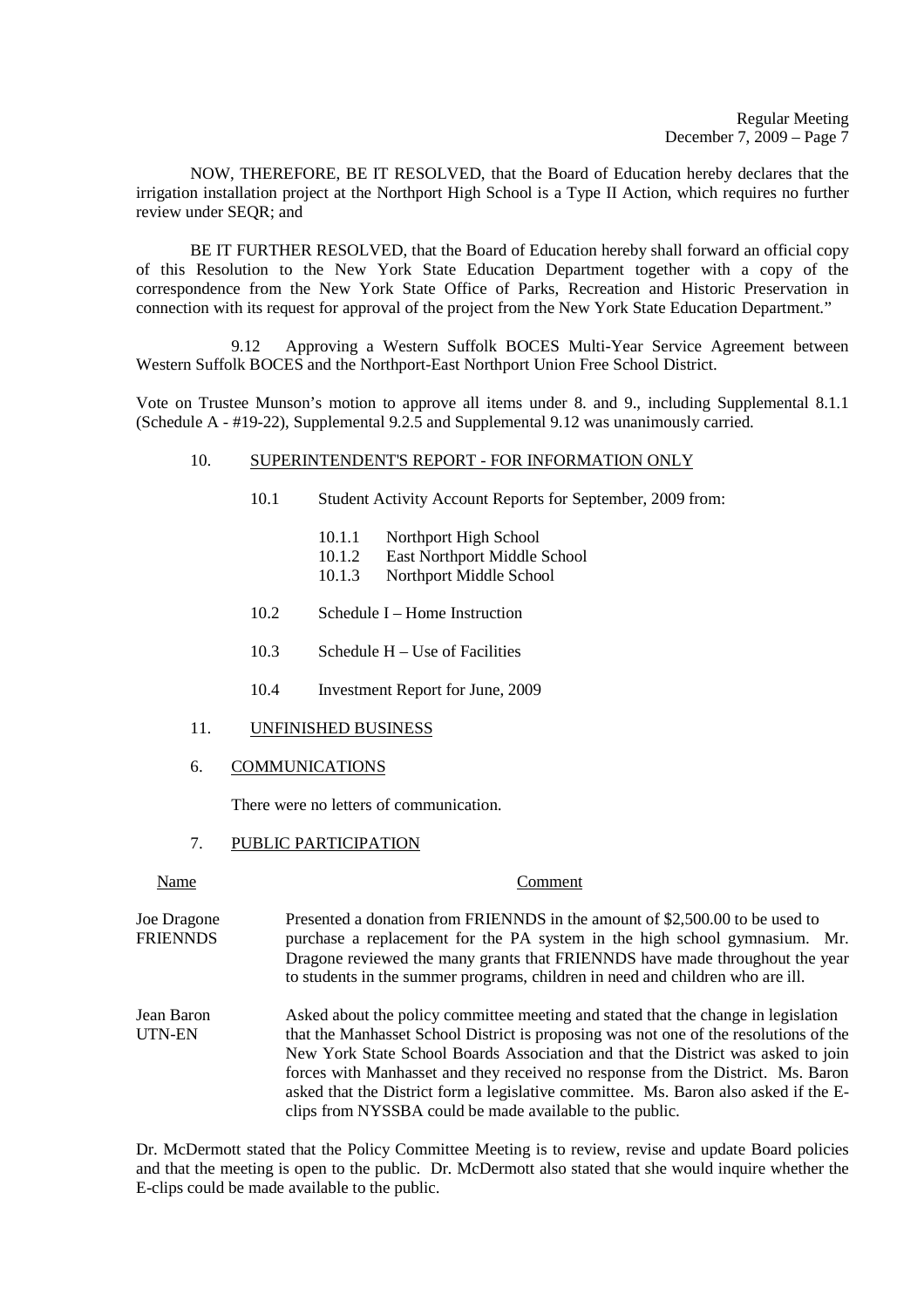NOW, THEREFORE, BE IT RESOLVED, that the Board of Education hereby declares that the irrigation installation project at the Northport High School is a Type II Action, which requires no further review under SEQR; and

BE IT FURTHER RESOLVED, that the Board of Education hereby shall forward an official copy of this Resolution to the New York State Education Department together with a copy of the correspondence from the New York State Office of Parks, Recreation and Historic Preservation in connection with its request for approval of the project from the New York State Education Department."

9.12 Approving a Western Suffolk BOCES Multi-Year Service Agreement between Western Suffolk BOCES and the Northport-East Northport Union Free School District.

Vote on Trustee Munson's motion to approve all items under 8. and 9., including Supplemental 8.1.1 (Schedule A - #19-22), Supplemental 9.2.5 and Supplemental 9.12 was unanimously carried.

10. SUPERINTENDENT'S REPORT - FOR INFORMATION ONLY

- 10.1 Student Activity Account Reports for September, 2009 from:
  - 10.1.1 Northport High School
  - 10.1.2 East Northport Middle School
  - 10.1.3 Northport Middle School
- 10.2 Schedule I – Home Instruction
- 10.3 Schedule H – Use of Facilities
- 10.4 Investment Report for June, 2009

11. UNFINISHED BUSINESS

6. COMMUNICATIONS

There were no letters of communication.

7. PUBLIC PARTICIPATION

| Name | Comment |
|---|---|
| Joe Dragone FRIENNDS | Presented a donation from FRIENNDS in the amount of $2,500.00 to be used to purchase a replacement for the PA system in the high school gymnasium. Mr. Dragone reviewed the many grants that FRIENNDS have made throughout the year to students in the summer programs, children in need and children who are ill. |
| Jean Baron UTN-EN | Asked about the policy committee meeting and stated that the change in legislation that the Manhasset School District is proposing was not one of the resolutions of the New York State School Boards Association and that the District was asked to join forces with Manhasset and they received no response from the District. Ms. Baron asked that the District form a legislative committee. Ms. Baron also asked if the E-clips from NYSSBA could be made available to the public. |

Dr. McDermott stated that the Policy Committee Meeting is to review, revise and update Board policies and that the meeting is open to the public. Dr. McDermott also stated that she would inquire whether the E-clips could be made available to the public.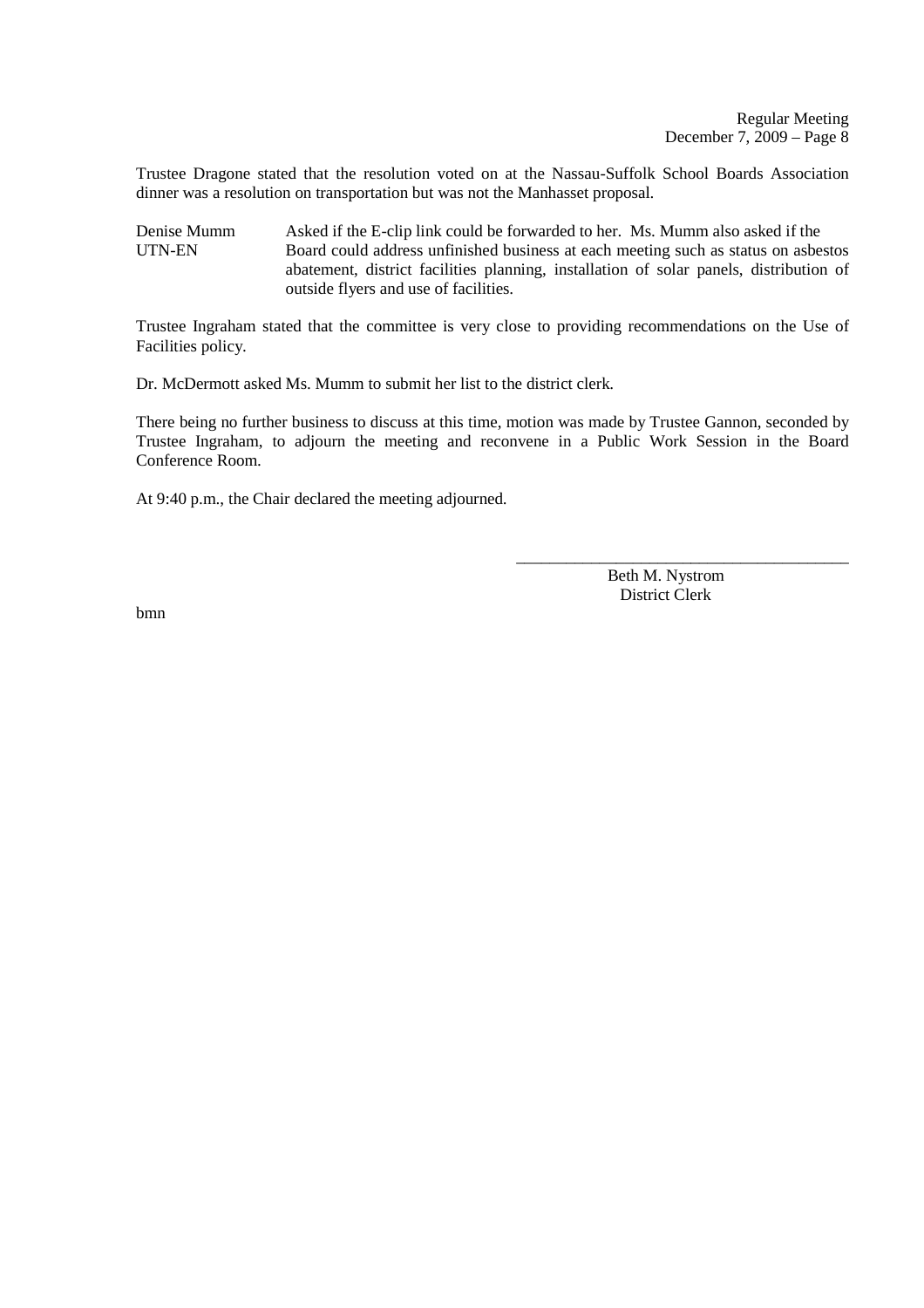Trustee Dragone stated that the resolution voted on at the Nassau-Suffolk School Boards Association dinner was a resolution on transportation but was not the Manhasset proposal.

| | |
|---|---|
| Denise Mumm<br>UTN-EN | Asked if the E-clip link could be forwarded to her. Ms. Mumm also asked if the Board could address unfinished business at each meeting such as status on asbestos abatement, district facilities planning, installation of solar panels, distribution of outside flyers and use of facilities. |

Trustee Ingraham stated that the committee is very close to providing recommendations on the Use of Facilities policy.

Dr. McDermott asked Ms. Mumm to submit her list to the district clerk.

There being no further business to discuss at this time, motion was made by Trustee Gannon, seconded by Trustee Ingraham, to adjourn the meeting and reconvene in a Public Work Session in the Board Conference Room.

At 9:40 p.m., the Chair declared the meeting adjourned.

\_\_\_\_\_\_\_\_\_\_\_\_\_\_\_\_\_\_\_\_\_\_\_\_\_\_\_\_\_\_\_\_\_\_\_\_\_\_\_\_

Beth M. Nystrom
District Clerk

bmn